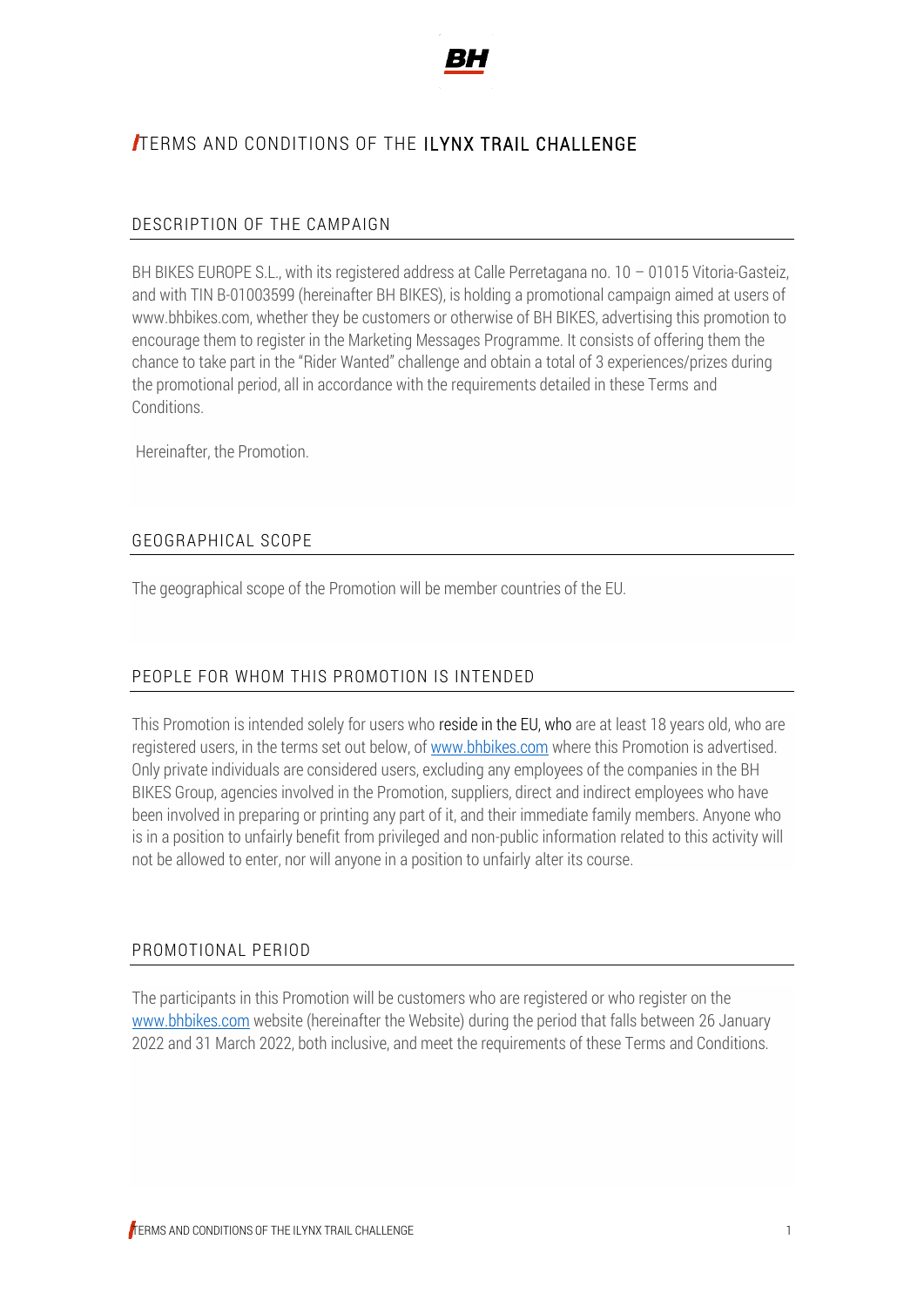# TERMS AND CONDITIONS OF THE ILYNX TRAIL CHALLENGE

## DESCRIPTION OF THE CAMPAIGN

BH BIKES EUROPE S.L., with its registered address at Calle Perretagana no. 10 – 01015 Vitoria-Gasteiz, and with TIN B-01003599 (hereinafter BH BIKES), is holding a promotional campaign aimed at users of www.bhbikes.com, whether they be customers or otherwise of BH BIKES, advertising this promotion to encourage them to register in the Marketing Messages Programme. It consists of offering them the chance to take part in the "Rider Wanted" challenge and obtain a total of 3 experiences/prizes during the promotional period, all in accordance with the requirements detailed in these Terms and Conditions.

Hereinafter, the Promotion.

## GEOGRAPHICAL SCOPE

The geographical scope of the Promotion will be member countries of the EU.

## PEOPLE FOR WHOM THIS PROMOTION IS INTENDED

This Promotion is intended solely for users who reside in the EU, who are at least 18 years old, who are registered users, in the terms set out below, of [www.bhbikes.com](http://www.bhbikes.com) where this Promotion is advertised. Only private individuals are considered users, excluding any employees of the companies in the BH BIKES Group, agencies involved in the Promotion, suppliers, direct and indirect employees who have been involved in preparing or printing any part of it, and their immediate family members. Anyone who is in a position to unfairly benefit from privileged and non-public information related to this activity will not be allowed to enter, nor will anyone in a position to unfairly alter its course.

## PROMOTIONAL PERIOD

The participants in this Promotion will be customers who are registered or who register on the [www.bhbikes.com](http://www.bhbikes.com) website (hereinafter the Website) during the period that falls between 26 January 2022 and 31 March 2022, both inclusive, and meet the requirements of these Terms and Conditions.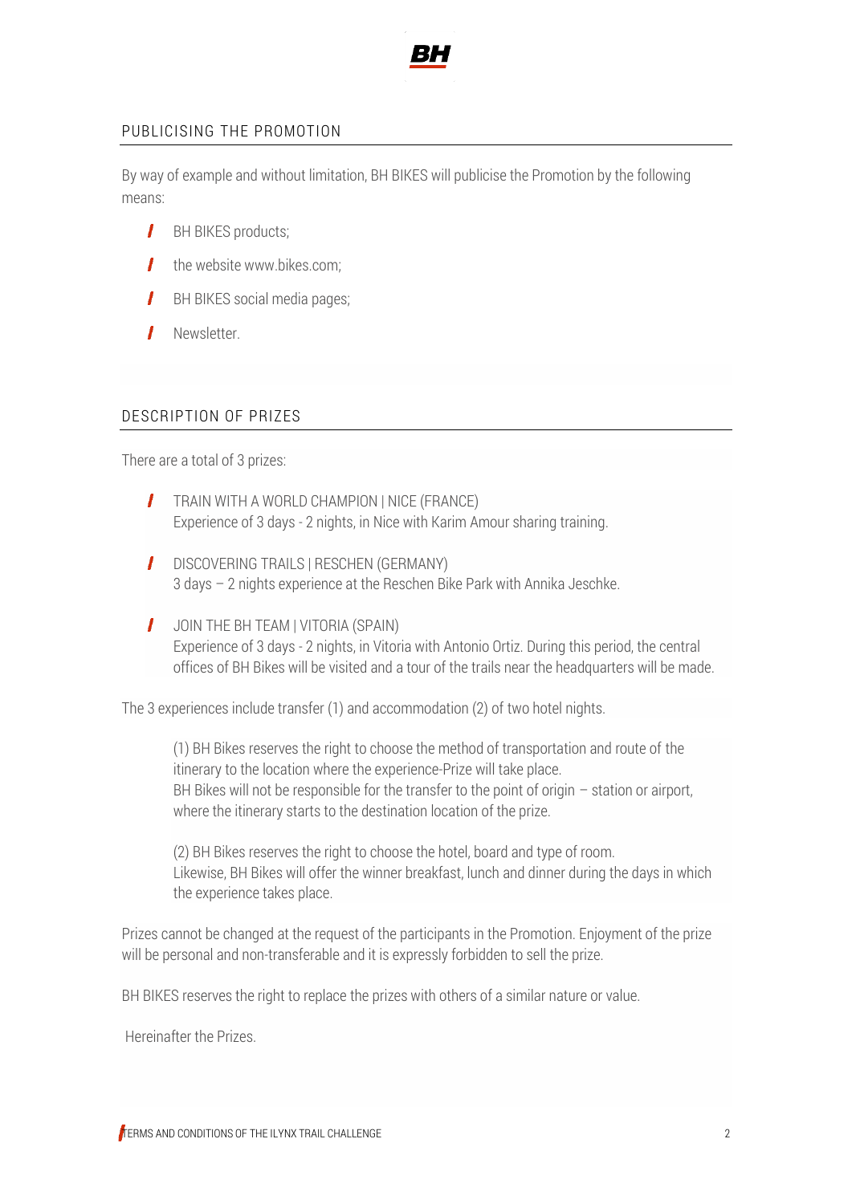## PUBLICISING THE PROMOTION

By way of example and without limitation, BH BIKES will publicise the Promotion by the following means:

- BH BIKES products;
- the website www.bikes.com;
- BH BIKES social media pages;
- Newsletter.

## DESCRIPTION OF PRIZES

There are a total of 3 prizes:

- TRAIN WITH A WORLD CHAMPION | NICE (FRANCE)
  Experience of 3 days - 2 nights, in Nice with Karim Amour sharing training.
- DISCOVERING TRAILS | RESCHEN (GERMANY)
  3 days – 2 nights experience at the Reschen Bike Park with Annika Jeschke.
- JOIN THE BH TEAM | VITORIA (SPAIN)
  Experience of 3 days - 2 nights, in Vitoria with Antonio Ortiz. During this period, the central offices of BH Bikes will be visited and a tour of the trails near the headquarters will be made.

The 3 experiences include transfer (1) and accommodation (2) of two hotel nights.

> (1) BH Bikes reserves the right to choose the method of transportation and route of the itinerary to the location where the experience-Prize will take place.
> BH Bikes will not be responsible for the transfer to the point of origin – station or airport, where the itinerary starts to the destination location of the prize.
>
> (2) BH Bikes reserves the right to choose the hotel, board and type of room.
> Likewise, BH Bikes will offer the winner breakfast, lunch and dinner during the days in which the experience takes place.

Prizes cannot be changed at the request of the participants in the Promotion. Enjoyment of the prize will be personal and non-transferable and it is expressly forbidden to sell the prize.

BH BIKES reserves the right to replace the prizes with others of a similar nature or value.

Hereinafter the Prizes.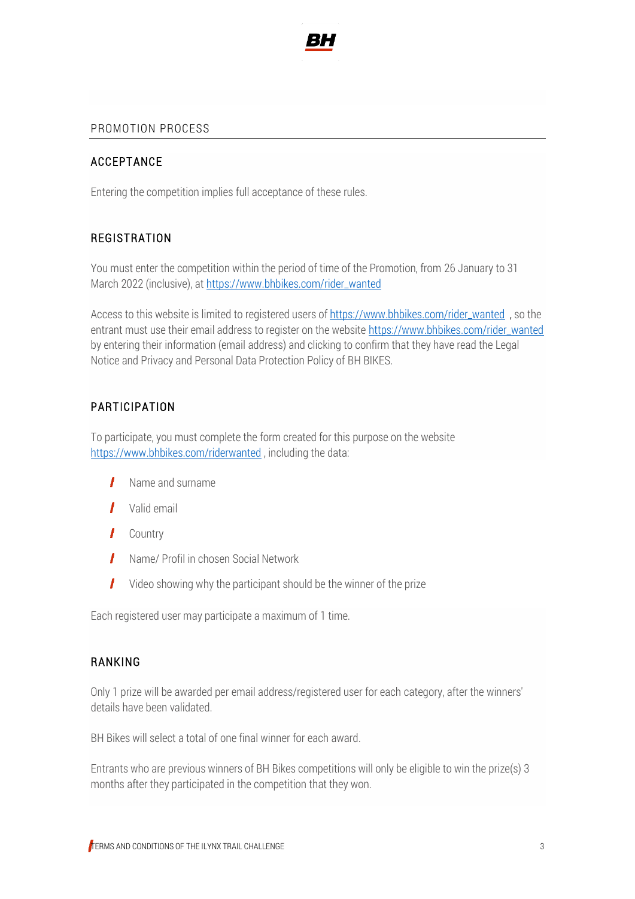## PROMOTION PROCESS

### ACCEPTANCE

Entering the competition implies full acceptance of these rules.

### REGISTRATION

You must enter the competition within the period of time of the Promotion, from 26 January to 31 March 2022 (inclusive), at https://www.bhbikes.com/rider_wanted

Access to this website is limited to registered users of https://www.bhbikes.com/rider_wanted , so the entrant must use their email address to register on the website https://www.bhbikes.com/rider_wanted by entering their information (email address) and clicking to confirm that they have read the Legal Notice and Privacy and Personal Data Protection Policy of BH BIKES.

### PARTICIPATION

To participate, you must complete the form created for this purpose on the website https://www.bhbikes.com/riderwanted , including the data:

- Name and surname
- Valid email
- Country
- Name/ Profil in chosen Social Network
- Video showing why the participant should be the winner of the prize

Each registered user may participate a maximum of 1 time.

### RANKING

Only 1 prize will be awarded per email address/registered user for each category, after the winners' details have been validated.

BH Bikes will select a total of one final winner for each award.

Entrants who are previous winners of BH Bikes competitions will only be eligible to win the prize(s) 3 months after they participated in the competition that they won.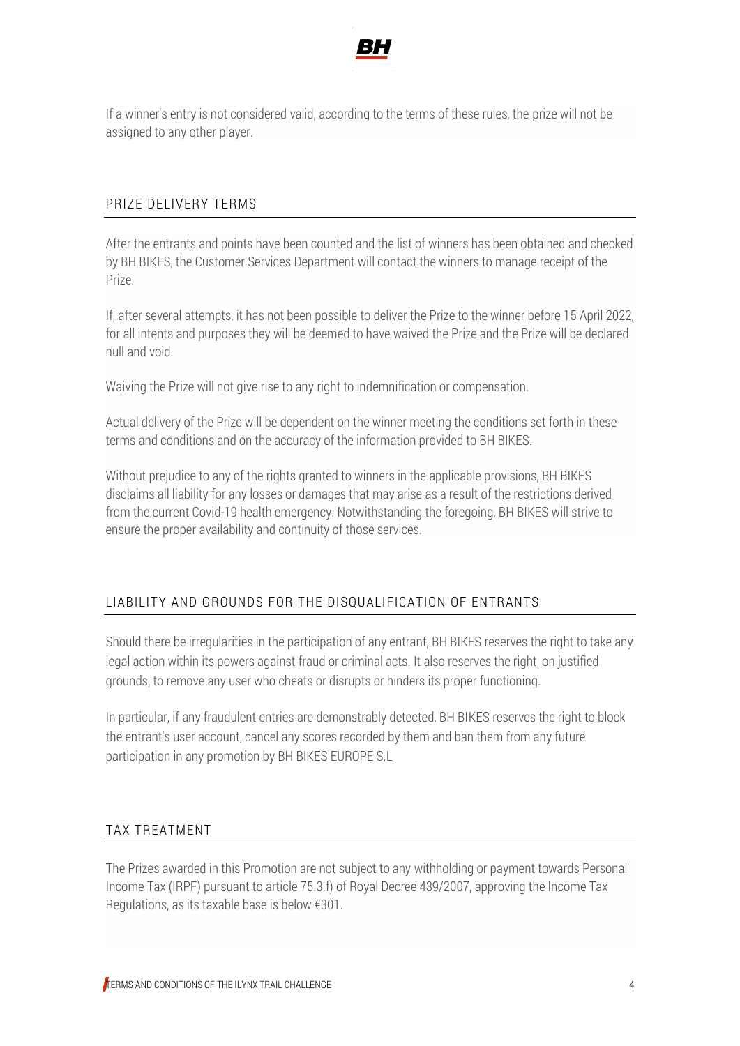If a winner's entry is not considered valid, according to the terms of these rules, the prize will not be assigned to any other player.

## PRIZE DELIVERY TERMS

After the entrants and points have been counted and the list of winners has been obtained and checked by BH BIKES, the Customer Services Department will contact the winners to manage receipt of the Prize.

If, after several attempts, it has not been possible to deliver the Prize to the winner before 15 April 2022, for all intents and purposes they will be deemed to have waived the Prize and the Prize will be declared null and void.

Waiving the Prize will not give rise to any right to indemnification or compensation.

Actual delivery of the Prize will be dependent on the winner meeting the conditions set forth in these terms and conditions and on the accuracy of the information provided to BH BIKES.

Without prejudice to any of the rights granted to winners in the applicable provisions, BH BIKES disclaims all liability for any losses or damages that may arise as a result of the restrictions derived from the current Covid-19 health emergency. Notwithstanding the foregoing, BH BIKES will strive to ensure the proper availability and continuity of those services.

## LIABILITY AND GROUNDS FOR THE DISQUALIFICATION OF ENTRANTS

Should there be irregularities in the participation of any entrant, BH BIKES reserves the right to take any legal action within its powers against fraud or criminal acts. It also reserves the right, on justified grounds, to remove any user who cheats or disrupts or hinders its proper functioning.

In particular, if any fraudulent entries are demonstrably detected, BH BIKES reserves the right to block the entrant's user account, cancel any scores recorded by them and ban them from any future participation in any promotion by BH BIKES EUROPE S.L

## TAX TREATMENT

The Prizes awarded in this Promotion are not subject to any withholding or payment towards Personal Income Tax (IRPF) pursuant to article 75.3.f) of Royal Decree 439/2007, approving the Income Tax Regulations, as its taxable base is below €301.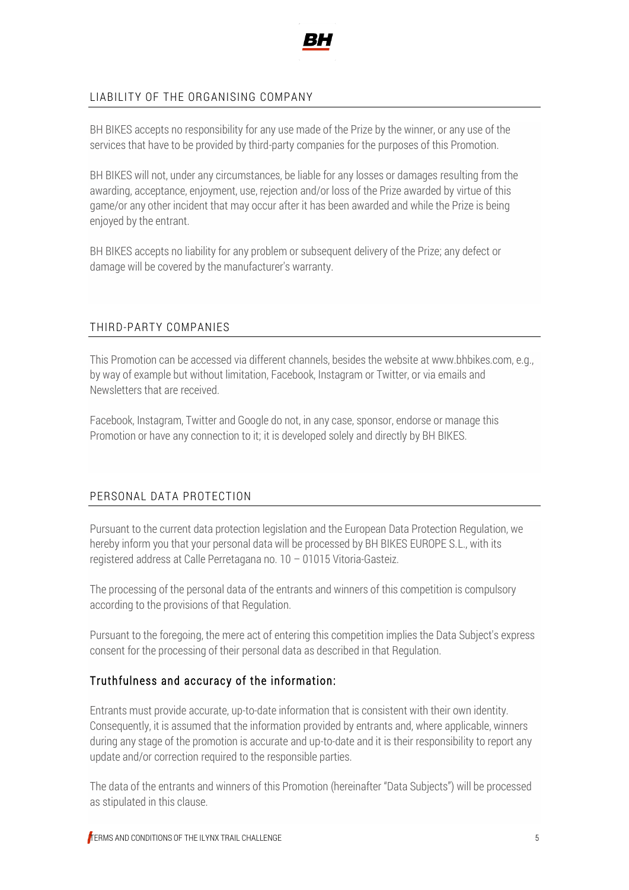## LIABILITY OF THE ORGANISING COMPANY

BH BIKES accepts no responsibility for any use made of the Prize by the winner, or any use of the services that have to be provided by third-party companies for the purposes of this Promotion.

BH BIKES will not, under any circumstances, be liable for any losses or damages resulting from the awarding, acceptance, enjoyment, use, rejection and/or loss of the Prize awarded by virtue of this game/or any other incident that may occur after it has been awarded and while the Prize is being enjoyed by the entrant.

BH BIKES accepts no liability for any problem or subsequent delivery of the Prize; any defect or damage will be covered by the manufacturer's warranty.

## THIRD-PARTY COMPANIES

This Promotion can be accessed via different channels, besides the website at www.bhbikes.com, e.g., by way of example but without limitation, Facebook, Instagram or Twitter, or via emails and Newsletters that are received.

Facebook, Instagram, Twitter and Google do not, in any case, sponsor, endorse or manage this Promotion or have any connection to it; it is developed solely and directly by BH BIKES.

## PERSONAL DATA PROTECTION

Pursuant to the current data protection legislation and the European Data Protection Regulation, we hereby inform you that your personal data will be processed by BH BIKES EUROPE S.L., with its registered address at Calle Perretagana no. 10 – 01015 Vitoria-Gasteiz.

The processing of the personal data of the entrants and winners of this competition is compulsory according to the provisions of that Regulation.

Pursuant to the foregoing, the mere act of entering this competition implies the Data Subject's express consent for the processing of their personal data as described in that Regulation.

### Truthfulness and accuracy of the information:

Entrants must provide accurate, up-to-date information that is consistent with their own identity. Consequently, it is assumed that the information provided by entrants and, where applicable, winners during any stage of the promotion is accurate and up-to-date and it is their responsibility to report any update and/or correction required to the responsible parties.

The data of the entrants and winners of this Promotion (hereinafter "Data Subjects") will be processed as stipulated in this clause.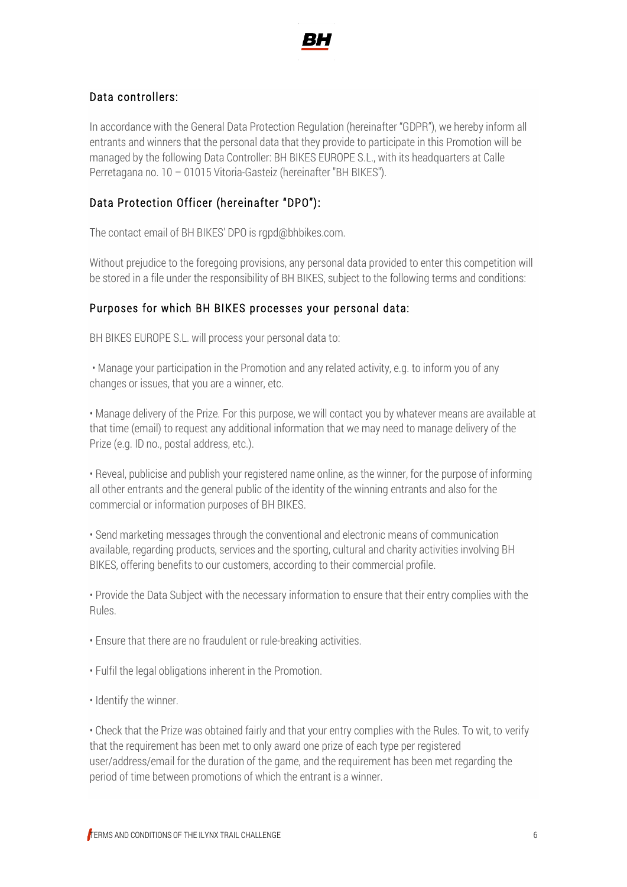## Data controllers:

In accordance with the General Data Protection Regulation (hereinafter "GDPR"), we hereby inform all entrants and winners that the personal data that they provide to participate in this Promotion will be managed by the following Data Controller: BH BIKES EUROPE S.L., with its headquarters at Calle Perretagana no. 10 – 01015 Vitoria-Gasteiz (hereinafter "BH BIKES").

## Data Protection Officer (hereinafter "DPO"):

The contact email of BH BIKES' DPO is rgpd@bhbikes.com.

Without prejudice to the foregoing provisions, any personal data provided to enter this competition will be stored in a file under the responsibility of BH BIKES, subject to the following terms and conditions:

## Purposes for which BH BIKES processes your personal data:

BH BIKES EUROPE S.L. will process your personal data to:

• Manage your participation in the Promotion and any related activity, e.g. to inform you of any changes or issues, that you are a winner, etc.

• Manage delivery of the Prize. For this purpose, we will contact you by whatever means are available at that time (email) to request any additional information that we may need to manage delivery of the Prize (e.g. ID no., postal address, etc.).

• Reveal, publicise and publish your registered name online, as the winner, for the purpose of informing all other entrants and the general public of the identity of the winning entrants and also for the commercial or information purposes of BH BIKES.

• Send marketing messages through the conventional and electronic means of communication available, regarding products, services and the sporting, cultural and charity activities involving BH BIKES, offering benefits to our customers, according to their commercial profile.

• Provide the Data Subject with the necessary information to ensure that their entry complies with the Rules.

• Ensure that there are no fraudulent or rule-breaking activities.

• Fulfil the legal obligations inherent in the Promotion.

• Identify the winner.

• Check that the Prize was obtained fairly and that your entry complies with the Rules. To wit, to verify that the requirement has been met to only award one prize of each type per registered user/address/email for the duration of the game, and the requirement has been met regarding the period of time between promotions of which the entrant is a winner.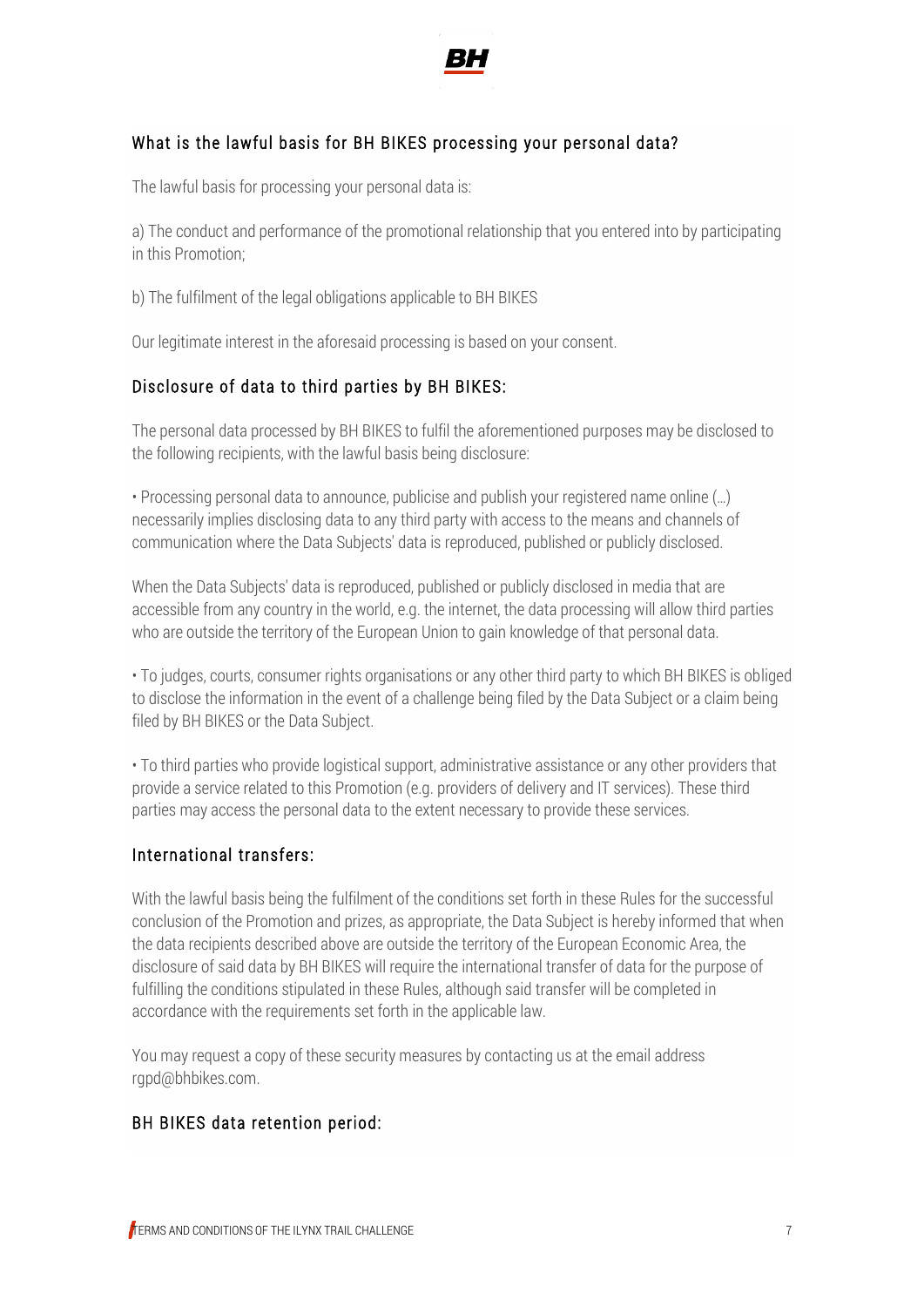## What is the lawful basis for BH BIKES processing your personal data?

The lawful basis for processing your personal data is:

a) The conduct and performance of the promotional relationship that you entered into by participating in this Promotion;

b) The fulfilment of the legal obligations applicable to BH BIKES

Our legitimate interest in the aforesaid processing is based on your consent.

## Disclosure of data to third parties by BH BIKES:

The personal data processed by BH BIKES to fulfil the aforementioned purposes may be disclosed to the following recipients, with the lawful basis being disclosure:

• Processing personal data to announce, publicise and publish your registered name online (…) necessarily implies disclosing data to any third party with access to the means and channels of communication where the Data Subjects' data is reproduced, published or publicly disclosed.

When the Data Subjects' data is reproduced, published or publicly disclosed in media that are accessible from any country in the world, e.g. the internet, the data processing will allow third parties who are outside the territory of the European Union to gain knowledge of that personal data.

• To judges, courts, consumer rights organisations or any other third party to which BH BIKES is obliged to disclose the information in the event of a challenge being filed by the Data Subject or a claim being filed by BH BIKES or the Data Subject.

• To third parties who provide logistical support, administrative assistance or any other providers that provide a service related to this Promotion (e.g. providers of delivery and IT services). These third parties may access the personal data to the extent necessary to provide these services.

## International transfers:

With the lawful basis being the fulfilment of the conditions set forth in these Rules for the successful conclusion of the Promotion and prizes, as appropriate, the Data Subject is hereby informed that when the data recipients described above are outside the territory of the European Economic Area, the disclosure of said data by BH BIKES will require the international transfer of data for the purpose of fulfilling the conditions stipulated in these Rules, although said transfer will be completed in accordance with the requirements set forth in the applicable law.

You may request a copy of these security measures by contacting us at the email address rgpd@bhbikes.com.

## BH BIKES data retention period: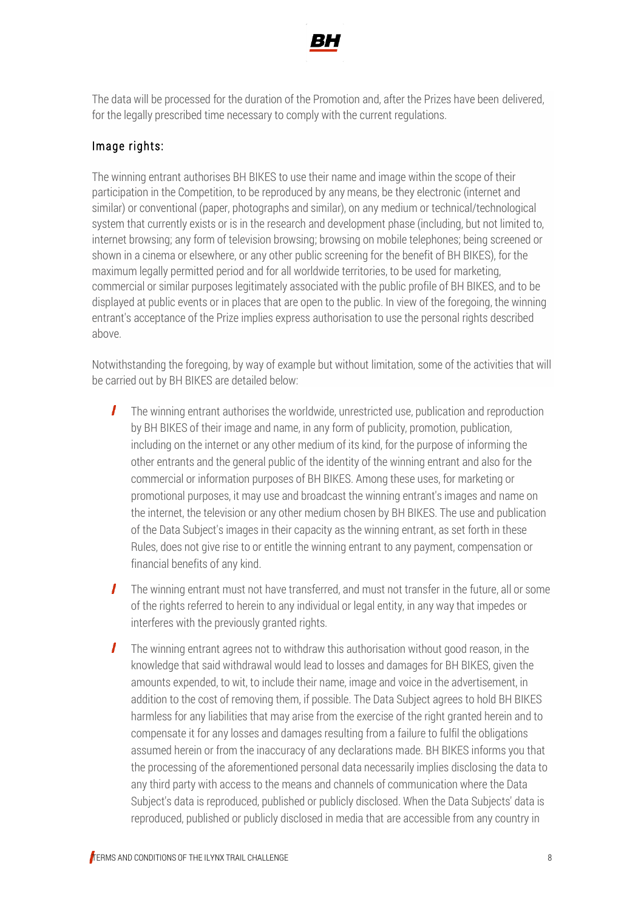The data will be processed for the duration of the Promotion and, after the Prizes have been delivered, for the legally prescribed time necessary to comply with the current regulations.

### Image rights:

The winning entrant authorises BH BIKES to use their name and image within the scope of their participation in the Competition, to be reproduced by any means, be they electronic (internet and similar) or conventional (paper, photographs and similar), on any medium or technical/technological system that currently exists or is in the research and development phase (including, but not limited to, internet browsing; any form of television browsing; browsing on mobile telephones; being screened or shown in a cinema or elsewhere, or any other public screening for the benefit of BH BIKES), for the maximum legally permitted period and for all worldwide territories, to be used for marketing, commercial or similar purposes legitimately associated with the public profile of BH BIKES, and to be displayed at public events or in places that are open to the public. In view of the foregoing, the winning entrant's acceptance of the Prize implies express authorisation to use the personal rights described above.

Notwithstanding the foregoing, by way of example but without limitation, some of the activities that will be carried out by BH BIKES are detailed below:

- The winning entrant authorises the worldwide, unrestricted use, publication and reproduction by BH BIKES of their image and name, in any form of publicity, promotion, publication, including on the internet or any other medium of its kind, for the purpose of informing the other entrants and the general public of the identity of the winning entrant and also for the commercial or information purposes of BH BIKES. Among these uses, for marketing or promotional purposes, it may use and broadcast the winning entrant's images and name on the internet, the television or any other medium chosen by BH BIKES. The use and publication of the Data Subject's images in their capacity as the winning entrant, as set forth in these Rules, does not give rise to or entitle the winning entrant to any payment, compensation or financial benefits of any kind.
- The winning entrant must not have transferred, and must not transfer in the future, all or some of the rights referred to herein to any individual or legal entity, in any way that impedes or interferes with the previously granted rights.
- The winning entrant agrees not to withdraw this authorisation without good reason, in the knowledge that said withdrawal would lead to losses and damages for BH BIKES, given the amounts expended, to wit, to include their name, image and voice in the advertisement, in addition to the cost of removing them, if possible. The Data Subject agrees to hold BH BIKES harmless for any liabilities that may arise from the exercise of the right granted herein and to compensate it for any losses and damages resulting from a failure to fulfil the obligations assumed herein or from the inaccuracy of any declarations made. BH BIKES informs you that the processing of the aforementioned personal data necessarily implies disclosing the data to any third party with access to the means and channels of communication where the Data Subject's data is reproduced, published or publicly disclosed. When the Data Subjects' data is reproduced, published or publicly disclosed in media that are accessible from any country in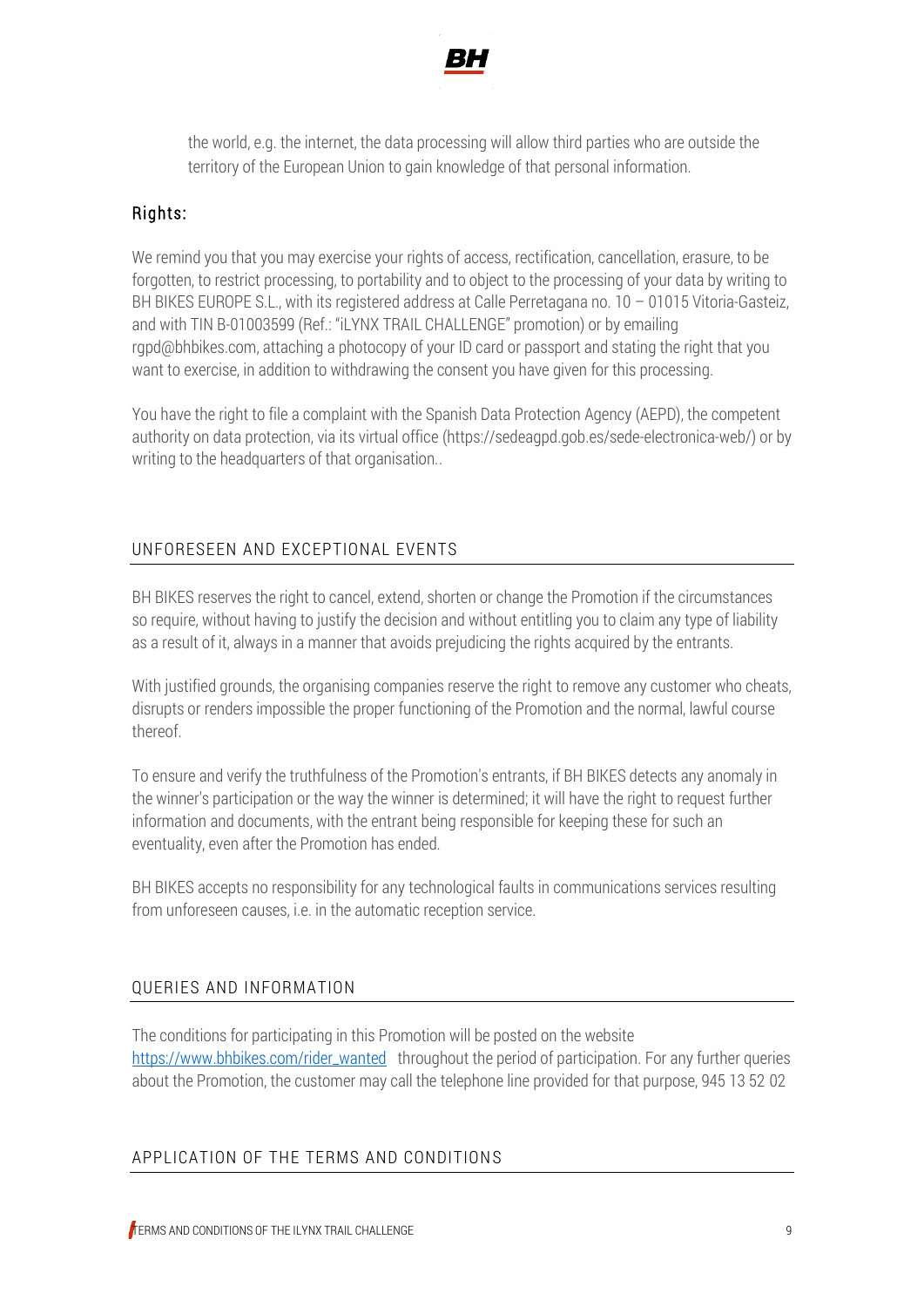the world, e.g. the internet, the data processing will allow third parties who are outside the territory of the European Union to gain knowledge of that personal information.

### Rights:

We remind you that you may exercise your rights of access, rectification, cancellation, erasure, to be forgotten, to restrict processing, to portability and to object to the processing of your data by writing to BH BIKES EUROPE S.L., with its registered address at Calle Perretagana no. 10 – 01015 Vitoria-Gasteiz, and with TIN B-01003599 (Ref.: "iLYNX TRAIL CHALLENGE" promotion) or by emailing rgpd@bhbikes.com, attaching a photocopy of your ID card or passport and stating the right that you want to exercise, in addition to withdrawing the consent you have given for this processing.

You have the right to file a complaint with the Spanish Data Protection Agency (AEPD), the competent authority on data protection, via its virtual office (https://sedeagpd.gob.es/sede-electronica-web/) or by writing to the headquarters of that organisation..

## UNFORESEEN AND EXCEPTIONAL EVENTS

BH BIKES reserves the right to cancel, extend, shorten or change the Promotion if the circumstances so require, without having to justify the decision and without entitling you to claim any type of liability as a result of it, always in a manner that avoids prejudicing the rights acquired by the entrants.

With justified grounds, the organising companies reserve the right to remove any customer who cheats, disrupts or renders impossible the proper functioning of the Promotion and the normal, lawful course thereof.

To ensure and verify the truthfulness of the Promotion's entrants, if BH BIKES detects any anomaly in the winner's participation or the way the winner is determined; it will have the right to request further information and documents, with the entrant being responsible for keeping these for such an eventuality, even after the Promotion has ended.

BH BIKES accepts no responsibility for any technological faults in communications services resulting from unforeseen causes, i.e. in the automatic reception service.

## QUERIES AND INFORMATION

The conditions for participating in this Promotion will be posted on the website https://www.bhbikes.com/rider_wanted throughout the period of participation. For any further queries about the Promotion, the customer may call the telephone line provided for that purpose, 945 13 52 02

## APPLICATION OF THE TERMS AND CONDITIONS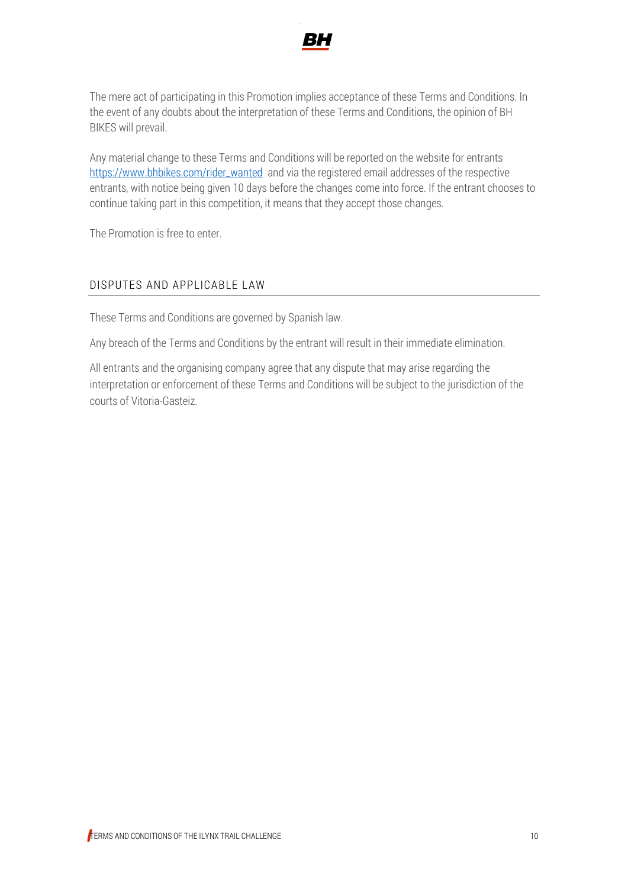The mere act of participating in this Promotion implies acceptance of these Terms and Conditions. In the event of any doubts about the interpretation of these Terms and Conditions, the opinion of BH BIKES will prevail.

Any material change to these Terms and Conditions will be reported on the website for entrants https://www.bhbikes.com/rider_wanted and via the registered email addresses of the respective entrants, with notice being given 10 days before the changes come into force. If the entrant chooses to continue taking part in this competition, it means that they accept those changes.

The Promotion is free to enter.

## DISPUTES AND APPLICABLE LAW

These Terms and Conditions are governed by Spanish law.

Any breach of the Terms and Conditions by the entrant will result in their immediate elimination.

All entrants and the organising company agree that any dispute that may arise regarding the interpretation or enforcement of these Terms and Conditions will be subject to the jurisdiction of the courts of Vitoria-Gasteiz.